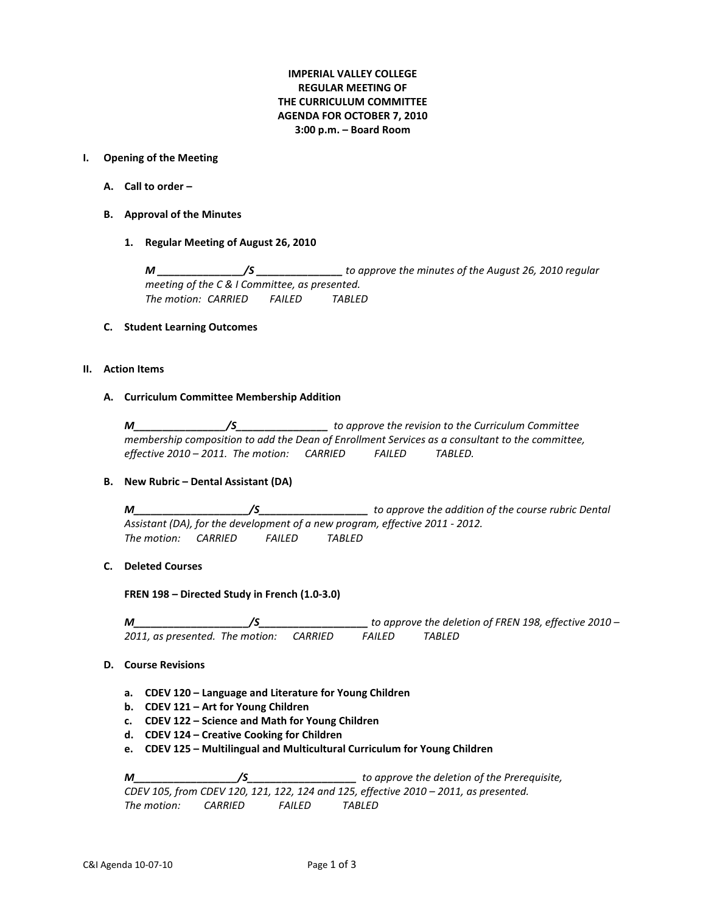**IMPERIAL VALLEY COLLEGE**
**REGULAR MEETING OF**
**THE CURRICULUM COMMITTEE**
**AGENDA FOR OCTOBER 7, 2010**
**3:00 p.m. – Board Room**

**I. Opening of the Meeting**

**A. Call to order –**

**B. Approval of the Minutes**

**1. Regular Meeting of August 26, 2010**

***M _______________/S _______________*** *to approve the minutes of the August 26, 2010 regular meeting of the C & I Committee, as presented.*
*The motion: CARRIED FAILED TABLED*

**C. Student Learning Outcomes**

**II. Action Items**

**A. Curriculum Committee Membership Addition**

***M________________/S________________*** *to approve the revision to the Curriculum Committee membership composition to add the Dean of Enrollment Services as a consultant to the committee, effective 2010 – 2011. The motion: CARRIED FAILED TABLED.*

**B. New Rubric – Dental Assistant (DA)**

***M____________________/S___________________*** *to approve the addition of the course rubric Dental Assistant (DA), for the development of a new program, effective 2011 - 2012.*
*The motion: CARRIED FAILED TABLED*

**C. Deleted Courses**

**FREN 198 – Directed Study in French (1.0-3.0)**

***M____________________/S___________________*** *to approve the deletion of FREN 198, effective 2010 – 2011, as presented. The motion: CARRIED FAILED TABLED*

**D. Course Revisions**

**a. CDEV 120 – Language and Literature for Young Children**
**b. CDEV 121 – Art for Young Children**
**c. CDEV 122 – Science and Math for Young Children**
**d. CDEV 124 – Creative Cooking for Children**
**e. CDEV 125 – Multilingual and Multicultural Curriculum for Young Children**

***M__________________/S___________________*** *to approve the deletion of the Prerequisite, CDEV 105, from CDEV 120, 121, 122, 124 and 125, effective 2010 – 2011, as presented.*
*The motion: CARRIED FAILED TABLED*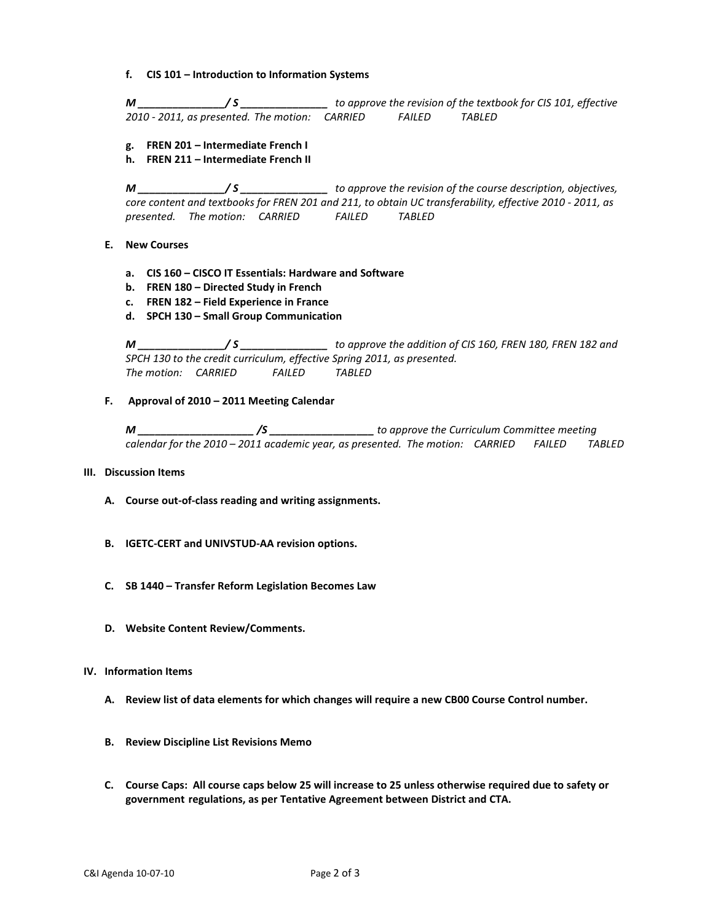f. **CIS 101 – Introduction to Information Systems**

***M _______________/ S _______________*** *to approve the revision of the textbook for CIS 101, effective 2010 - 2011, as presented. The motion: CARRIED FAILED TABLED*

g. **FREN 201 – Intermediate French I**
h. **FREN 211 – Intermediate French II**

***M _______________/ S _______________*** *to approve the revision of the course description, objectives, core content and textbooks for FREN 201 and 211, to obtain UC transferability, effective 2010 - 2011, as presented. The motion: CARRIED FAILED TABLED*

**E. New Courses**

a. **CIS 160 – CISCO IT Essentials: Hardware and Software**
b. **FREN 180 – Directed Study in French**
c. **FREN 182 – Field Experience in France**
d. **SPCH 130 – Small Group Communication**

***M _______________/ S _______________*** *to approve the addition of CIS 160, FREN 180, FREN 182 and SPCH 130 to the credit curriculum, effective Spring 2011, as presented.*
*The motion: CARRIED FAILED TABLED*

**F. Approval of 2010 – 2011 Meeting Calendar**

***M ____________________ /S __________________*** *to approve the Curriculum Committee meeting calendar for the 2010 – 2011 academic year, as presented. The motion: CARRIED FAILED TABLED*

## III. Discussion Items

**A. Course out-of-class reading and writing assignments.**

**B. IGETC-CERT and UNIVSTUD-AA revision options.**

**C. SB 1440 – Transfer Reform Legislation Becomes Law**

**D. Website Content Review/Comments.**

## IV. Information Items

**A. Review list of data elements for which changes will require a new CB00 Course Control number.**

**B. Review Discipline List Revisions Memo**

**C. Course Caps: All course caps below 25 will increase to 25 unless otherwise required due to safety or government regulations, as per Tentative Agreement between District and CTA.**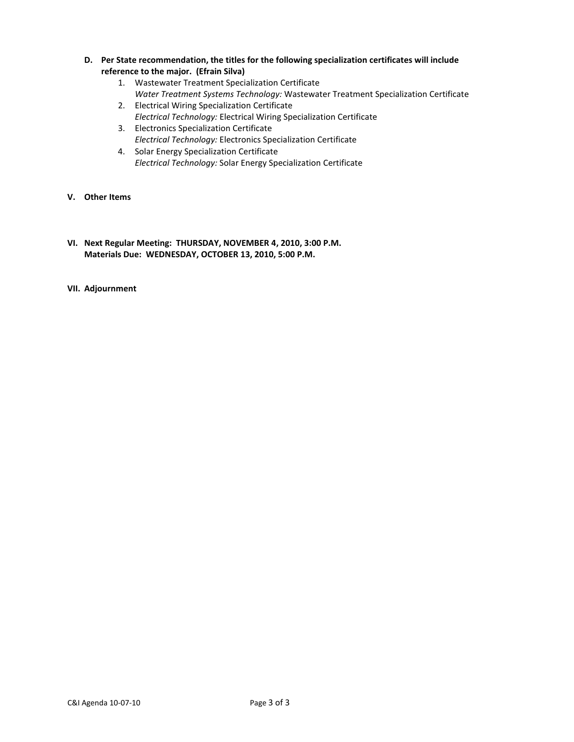**D. Per State recommendation, the titles for the following specialization certificates will include reference to the major. (Efrain Silva)**

1. Wastewater Treatment Specialization Certificate
   *Water Treatment Systems Technology:* Wastewater Treatment Specialization Certificate
2. Electrical Wiring Specialization Certificate
   *Electrical Technology:* Electrical Wiring Specialization Certificate
3. Electronics Specialization Certificate
   *Electrical Technology:* Electronics Specialization Certificate
4. Solar Energy Specialization Certificate
   *Electrical Technology:* Solar Energy Specialization Certificate

**V. Other Items**

**VI. Next Regular Meeting: THURSDAY, NOVEMBER 4, 2010, 3:00 P.M.**
**Materials Due: WEDNESDAY, OCTOBER 13, 2010, 5:00 P.M.**

**VII. Adjournment**